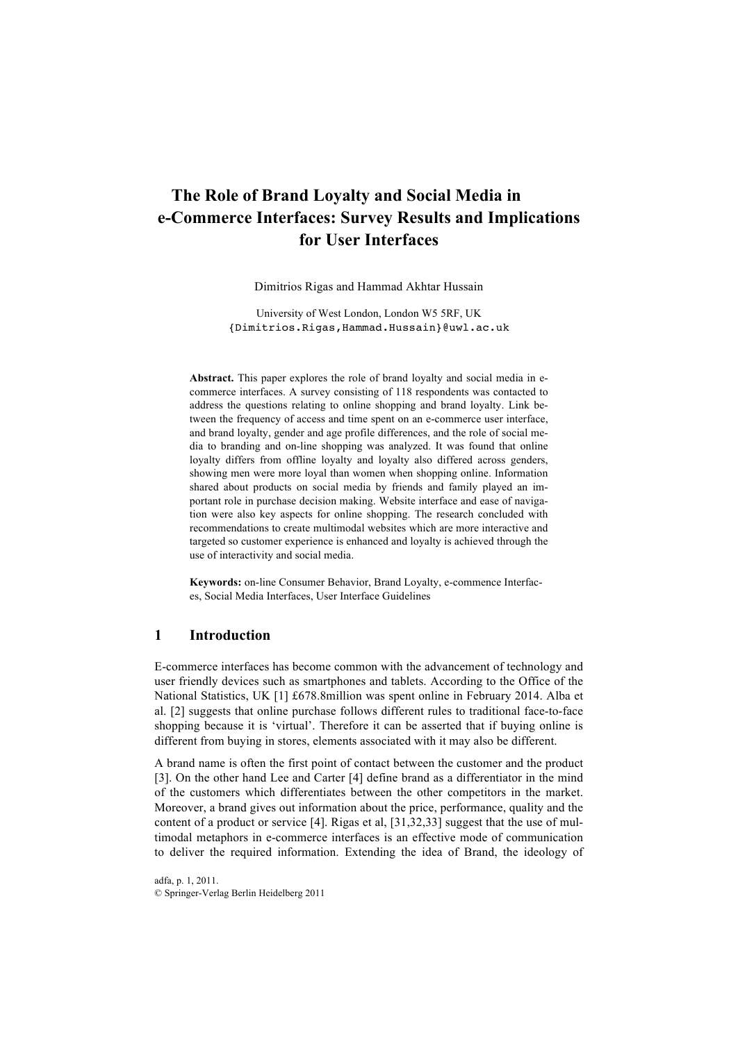# The Role of Brand Loyalty and Social Media in e-Commerce Interfaces: Survey Results and Implications for User Interfaces

Dimitrios Rigas and Hammad Akhtar Hussain

University of West London, London W5 5RF, UK
{Dimitrios.Rigas,Hammad.Hussain}@uwl.ac.uk

**Abstract.** This paper explores the role of brand loyalty and social media in e-commerce interfaces. A survey consisting of 118 respondents was contacted to address the questions relating to online shopping and brand loyalty. Link between the frequency of access and time spent on an e-commerce user interface, and brand loyalty, gender and age profile differences, and the role of social media to branding and on-line shopping was analyzed. It was found that online loyalty differs from offline loyalty and loyalty also differed across genders, showing men were more loyal than women when shopping online. Information shared about products on social media by friends and family played an important role in purchase decision making. Website interface and ease of navigation were also key aspects for online shopping. The research concluded with recommendations to create multimodal websites which are more interactive and targeted so customer experience is enhanced and loyalty is achieved through the use of interactivity and social media.

**Keywords:** on-line Consumer Behavior, Brand Loyalty, e-commence Interfaces, Social Media Interfaces, User Interface Guidelines

## 1 Introduction

E-commerce interfaces has become common with the advancement of technology and user friendly devices such as smartphones and tablets. According to the Office of the National Statistics, UK [1] £678.8million was spent online in February 2014. Alba et al. [2] suggests that online purchase follows different rules to traditional face-to-face shopping because it is 'virtual'. Therefore it can be asserted that if buying online is different from buying in stores, elements associated with it may also be different.

A brand name is often the first point of contact between the customer and the product [3]. On the other hand Lee and Carter [4] define brand as a differentiator in the mind of the customers which differentiates between the other competitors in the market. Moreover, a brand gives out information about the price, performance, quality and the content of a product or service [4]. Rigas et al, [31,32,33] suggest that the use of multimodal metaphors in e-commerce interfaces is an effective mode of communication to deliver the required information. Extending the idea of Brand, the ideology of

adfa, p. 1, 2011.
© Springer-Verlag Berlin Heidelberg 2011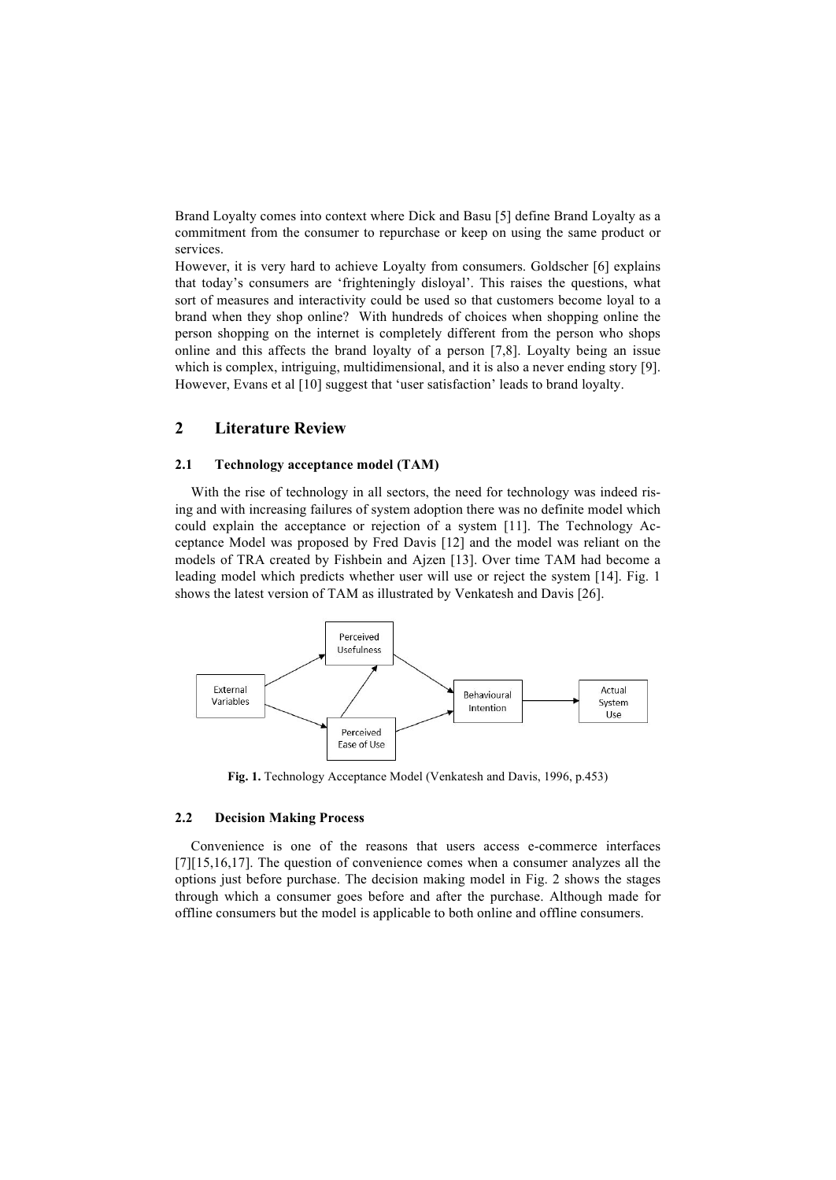Brand Loyalty comes into context where Dick and Basu [5] define Brand Loyalty as a commitment from the consumer to repurchase or keep on using the same product or services.

However, it is very hard to achieve Loyalty from consumers. Goldscher [6] explains that today's consumers are 'frighteningly disloyal'. This raises the questions, what sort of measures and interactivity could be used so that customers become loyal to a brand when they shop online? With hundreds of choices when shopping online the person shopping on the internet is completely different from the person who shops online and this affects the brand loyalty of a person [7,8]. Loyalty being an issue which is complex, intriguing, multidimensional, and it is also a never ending story [9]. However, Evans et al [10] suggest that 'user satisfaction' leads to brand loyalty.

## 2 Literature Review

### 2.1 Technology acceptance model (TAM)

With the rise of technology in all sectors, the need for technology was indeed rising and with increasing failures of system adoption there was no definite model which could explain the acceptance or rejection of a system [11]. The Technology Acceptance Model was proposed by Fred Davis [12] and the model was reliant on the models of TRA created by Fishbein and Ajzen [13]. Over time TAM had become a leading model which predicts whether user will use or reject the system [14]. Fig. 1 shows the latest version of TAM as illustrated by Venkatesh and Davis [26].

**Fig. 1.** Technology Acceptance Model (Venkatesh and Davis, 1996, p.453)

### 2.2 Decision Making Process

Convenience is one of the reasons that users access e-commerce interfaces [7][15,16,17]. The question of convenience comes when a consumer analyzes all the options just before purchase. The decision making model in Fig. 2 shows the stages through which a consumer goes before and after the purchase. Although made for offline consumers but the model is applicable to both online and offline consumers.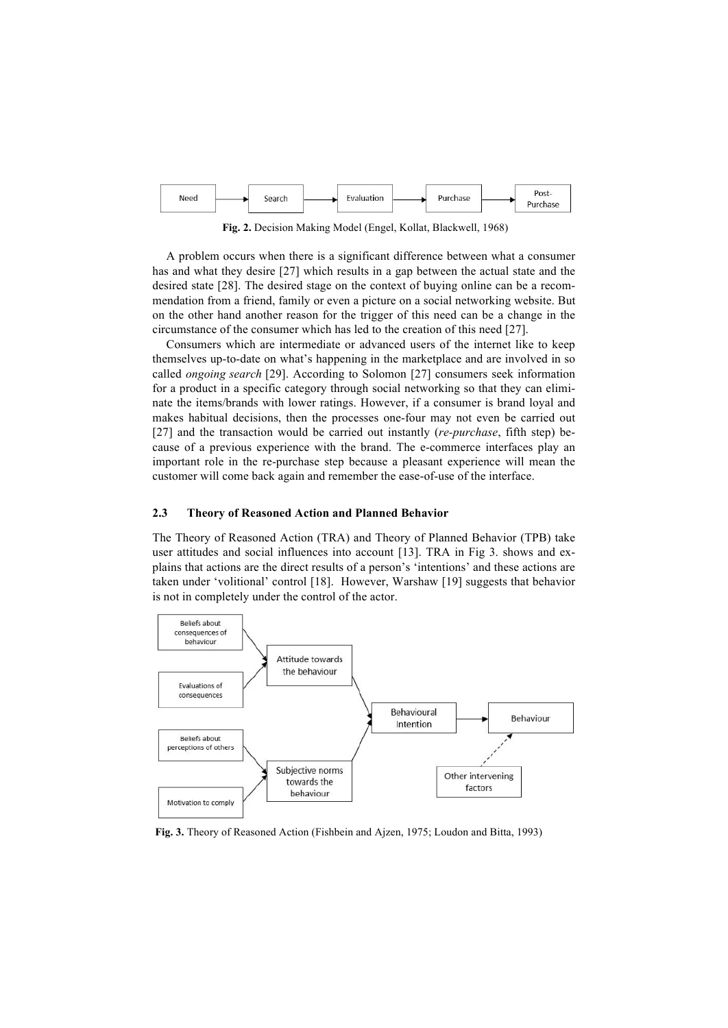Fig. 2. Decision Making Model (Engel, Kollat, Blackwell, 1968)

A problem occurs when there is a significant difference between what a consumer has and what they desire [27] which results in a gap between the actual state and the desired state [28]. The desired stage on the context of buying online can be a recommendation from a friend, family or even a picture on a social networking website. But on the other hand another reason for the trigger of this need can be a change in the circumstance of the consumer which has led to the creation of this need [27].

Consumers which are intermediate or advanced users of the internet like to keep themselves up-to-date on what's happening in the marketplace and are involved in so called *ongoing search* [29]. According to Solomon [27] consumers seek information for a product in a specific category through social networking so that they can eliminate the items/brands with lower ratings. However, if a consumer is brand loyal and makes habitual decisions, then the processes one-four may not even be carried out [27] and the transaction would be carried out instantly (*re-purchase*, fifth step) because of a previous experience with the brand. The e-commerce interfaces play an important role in the re-purchase step because a pleasant experience will mean the customer will come back again and remember the ease-of-use of the interface.

### 2.3 Theory of Reasoned Action and Planned Behavior

The Theory of Reasoned Action (TRA) and Theory of Planned Behavior (TPB) take user attitudes and social influences into account [13]. TRA in Fig 3. shows and explains that actions are the direct results of a person's 'intentions' and these actions are taken under 'volitional' control [18]. However, Warshaw [19] suggests that behavior is not in completely under the control of the actor.

Fig. 3. Theory of Reasoned Action (Fishbein and Ajzen, 1975; Loudon and Bitta, 1993)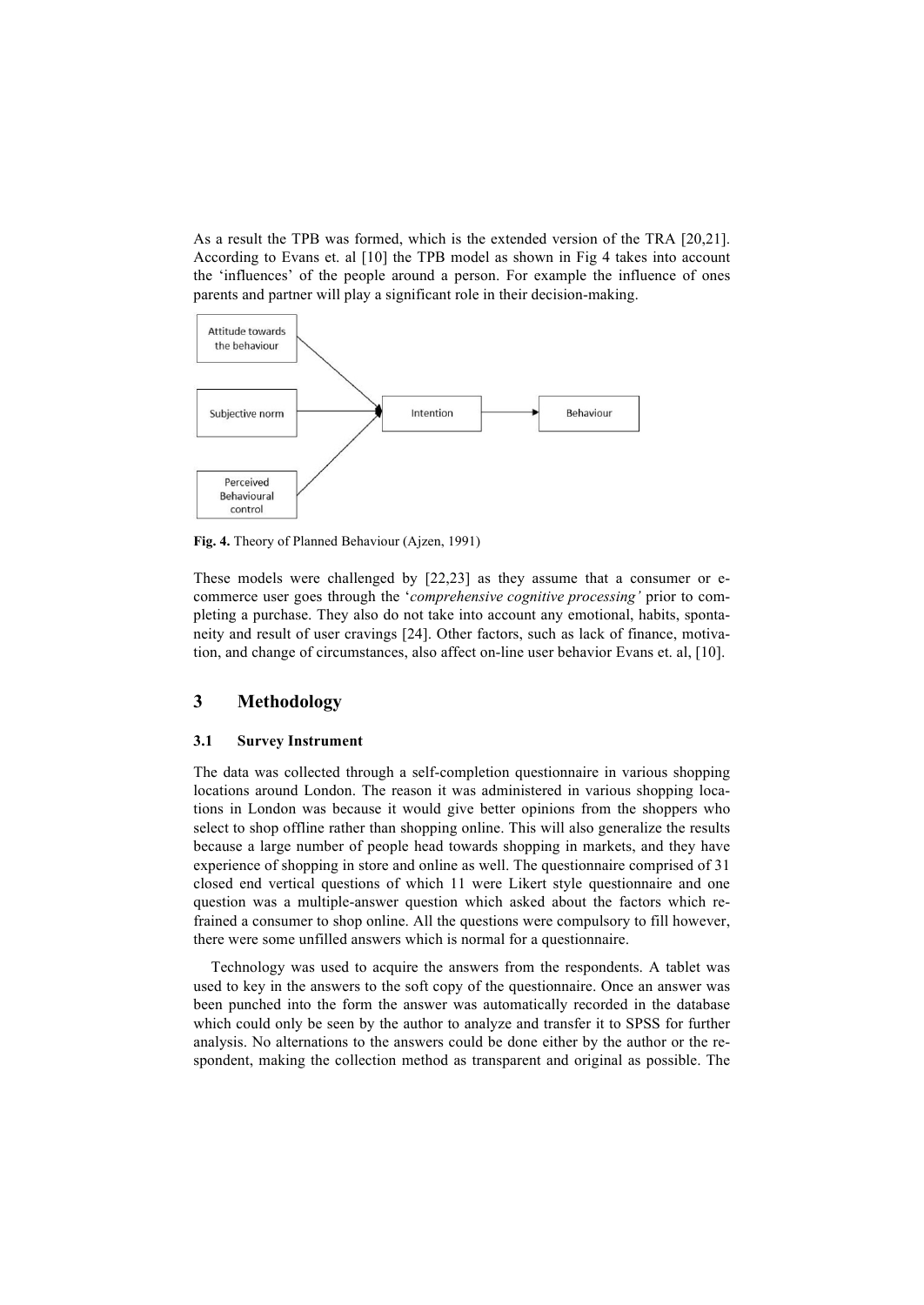As a result the TPB was formed, which is the extended version of the TRA [20,21]. According to Evans et. al [10] the TPB model as shown in Fig 4 takes into account the 'influences' of the people around a person. For example the influence of ones parents and partner will play a significant role in their decision-making.

**Fig. 4.** Theory of Planned Behaviour (Ajzen, 1991)

These models were challenged by [22,23] as they assume that a consumer or e-commerce user goes through the '*comprehensive cognitive processing'* prior to completing a purchase. They also do not take into account any emotional, habits, spontaneity and result of user cravings [24]. Other factors, such as lack of finance, motivation, and change of circumstances, also affect on-line user behavior Evans et. al, [10].

## 3 Methodology

### 3.1 Survey Instrument

The data was collected through a self-completion questionnaire in various shopping locations around London. The reason it was administered in various shopping locations in London was because it would give better opinions from the shoppers who select to shop offline rather than shopping online. This will also generalize the results because a large number of people head towards shopping in markets, and they have experience of shopping in store and online as well. The questionnaire comprised of 31 closed end vertical questions of which 11 were Likert style questionnaire and one question was a multiple-answer question which asked about the factors which refrained a consumer to shop online. All the questions were compulsory to fill however, there were some unfilled answers which is normal for a questionnaire.

Technology was used to acquire the answers from the respondents. A tablet was used to key in the answers to the soft copy of the questionnaire. Once an answer was been punched into the form the answer was automatically recorded in the database which could only be seen by the author to analyze and transfer it to SPSS for further analysis. No alternations to the answers could be done either by the author or the respondent, making the collection method as transparent and original as possible. The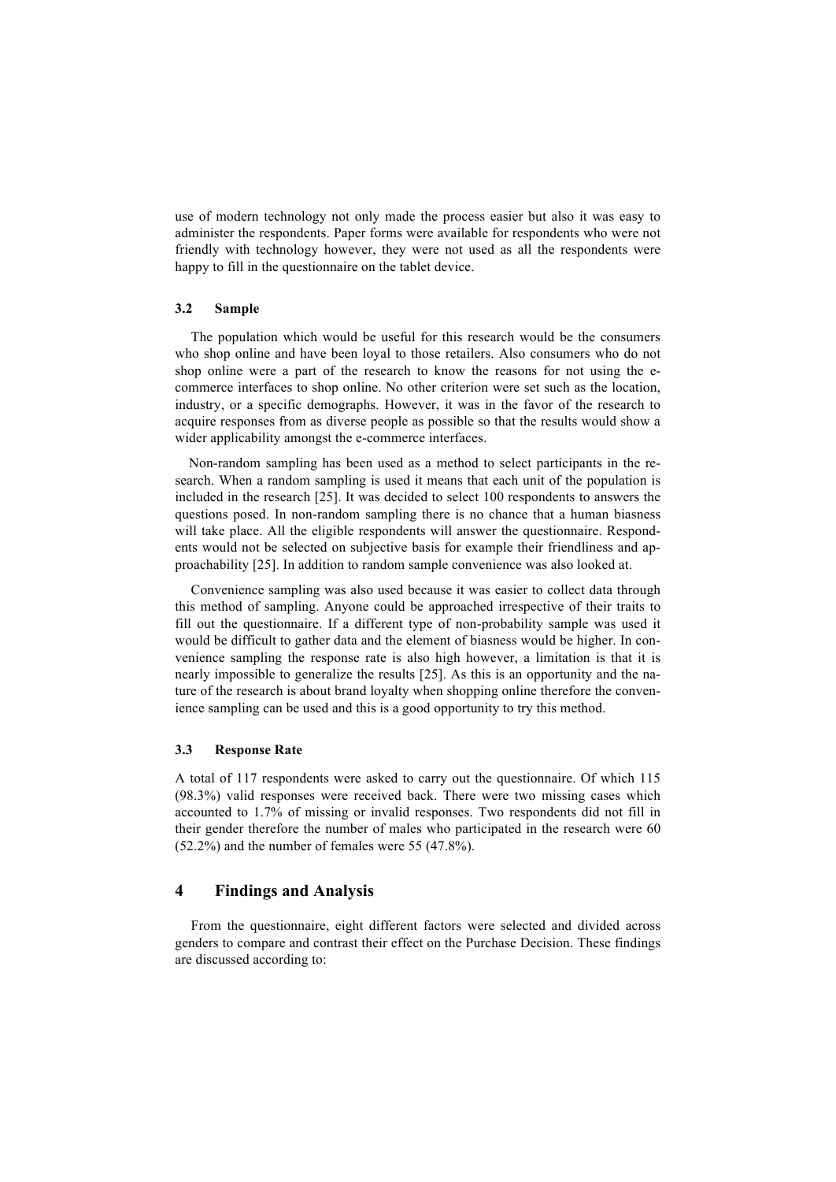use of modern technology not only made the process easier but also it was easy to administer the respondents. Paper forms were available for respondents who were not friendly with technology however, they were not used as all the respondents were happy to fill in the questionnaire on the tablet device.

### 3.2 Sample

The population which would be useful for this research would be the consumers who shop online and have been loyal to those retailers. Also consumers who do not shop online were a part of the research to know the reasons for not using the e-commerce interfaces to shop online. No other criterion were set such as the location, industry, or a specific demographs. However, it was in the favor of the research to acquire responses from as diverse people as possible so that the results would show a wider applicability amongst the e-commerce interfaces.

Non-random sampling has been used as a method to select participants in the research. When a random sampling is used it means that each unit of the population is included in the research [25]. It was decided to select 100 respondents to answers the questions posed. In non-random sampling there is no chance that a human biasness will take place. All the eligible respondents will answer the questionnaire. Respondents would not be selected on subjective basis for example their friendliness and approachability [25]. In addition to random sample convenience was also looked at.

Convenience sampling was also used because it was easier to collect data through this method of sampling. Anyone could be approached irrespective of their traits to fill out the questionnaire. If a different type of non-probability sample was used it would be difficult to gather data and the element of biasness would be higher. In convenience sampling the response rate is also high however, a limitation is that it is nearly impossible to generalize the results [25]. As this is an opportunity and the nature of the research is about brand loyalty when shopping online therefore the convenience sampling can be used and this is a good opportunity to try this method.

### 3.3 Response Rate

A total of 117 respondents were asked to carry out the questionnaire. Of which 115 (98.3%) valid responses were received back. There were two missing cases which accounted to 1.7% of missing or invalid responses. Two respondents did not fill in their gender therefore the number of males who participated in the research were 60 (52.2%) and the number of females were 55 (47.8%).

## 4 Findings and Analysis

From the questionnaire, eight different factors were selected and divided across genders to compare and contrast their effect on the Purchase Decision. These findings are discussed according to: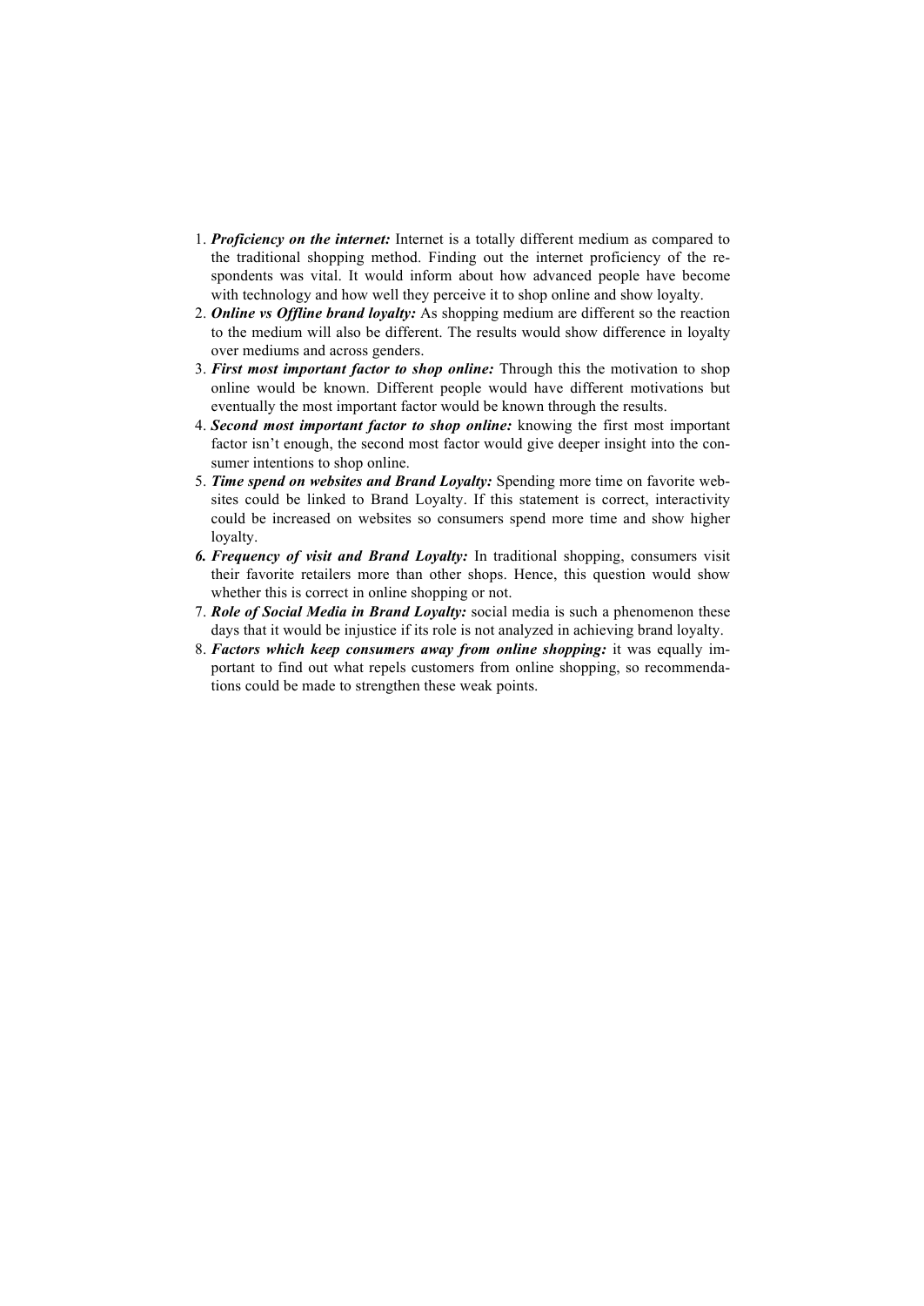1. ***Proficiency on the internet:*** Internet is a totally different medium as compared to the traditional shopping method. Finding out the internet proficiency of the respondents was vital. It would inform about how advanced people have become with technology and how well they perceive it to shop online and show loyalty.
2. ***Online vs Offline brand loyalty:*** As shopping medium are different so the reaction to the medium will also be different. The results would show difference in loyalty over mediums and across genders.
3. ***First most important factor to shop online:*** Through this the motivation to shop online would be known. Different people would have different motivations but eventually the most important factor would be known through the results.
4. ***Second most important factor to shop online:*** knowing the first most important factor isn't enough, the second most factor would give deeper insight into the consumer intentions to shop online.
5. ***Time spend on websites and Brand Loyalty:*** Spending more time on favorite websites could be linked to Brand Loyalty. If this statement is correct, interactivity could be increased on websites so consumers spend more time and show higher loyalty.
6. ***Frequency of visit and Brand Loyalty:*** In traditional shopping, consumers visit their favorite retailers more than other shops. Hence, this question would show whether this is correct in online shopping or not.
7. ***Role of Social Media in Brand Loyalty:*** social media is such a phenomenon these days that it would be injustice if its role is not analyzed in achieving brand loyalty.
8. ***Factors which keep consumers away from online shopping:*** it was equally important to find out what repels customers from online shopping, so recommendations could be made to strengthen these weak points.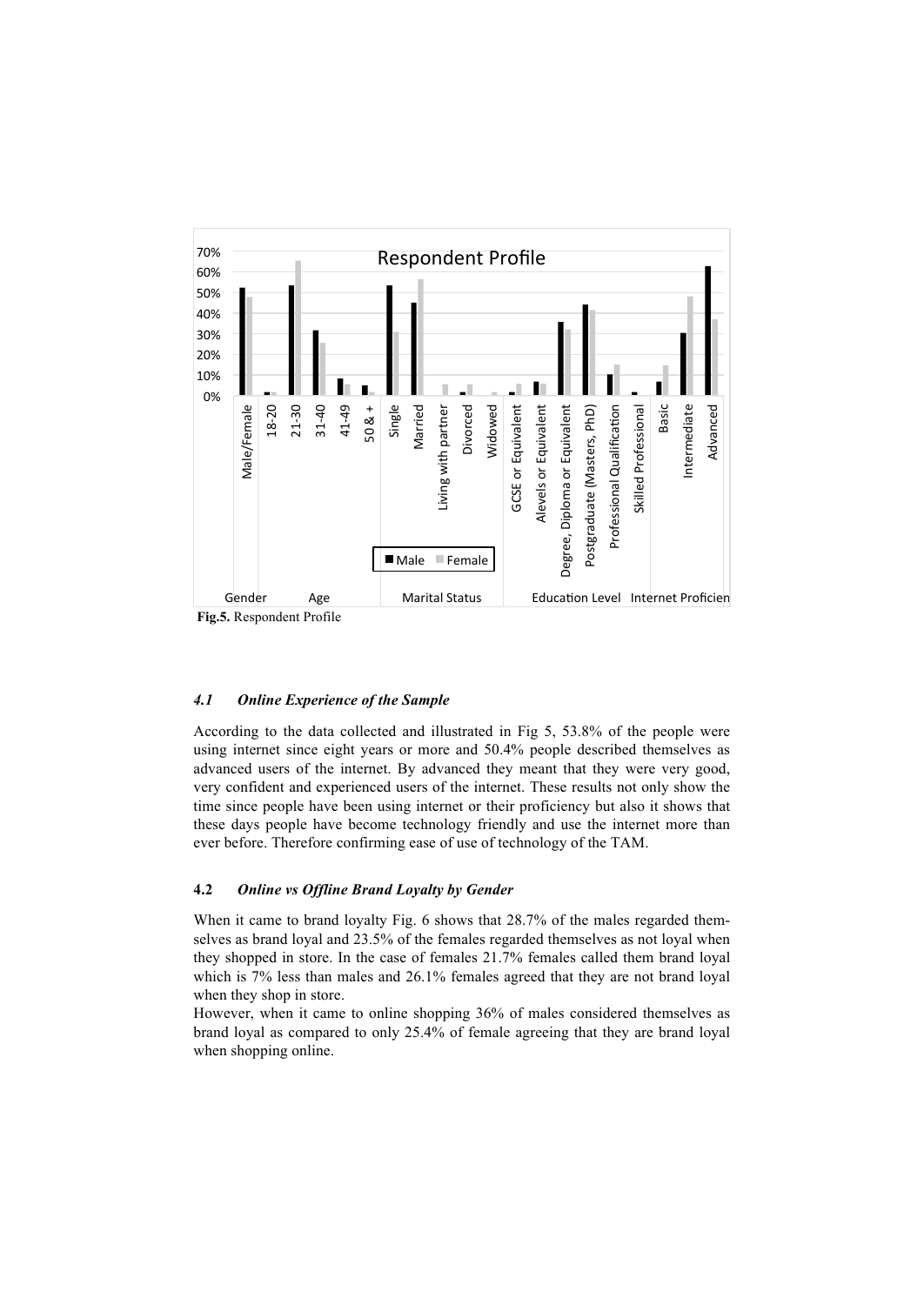Fig.5. Respondent Profile

### *4.1 Online Experience of the Sample*

According to the data collected and illustrated in Fig 5, 53.8% of the people were using internet since eight years or more and 50.4% people described themselves as advanced users of the internet. By advanced they meant that they were very good, very confident and experienced users of the internet. These results not only show the time since people have been using internet or their proficiency but also it shows that these days people have become technology friendly and use the internet more than ever before. Therefore confirming ease of use of technology of the TAM.

### **4.2** *Online vs Offline Brand Loyalty by Gender*

When it came to brand loyalty Fig. 6 shows that 28.7% of the males regarded themselves as brand loyal and 23.5% of the females regarded themselves as not loyal when they shopped in store. In the case of females 21.7% females called them brand loyal which is 7% less than males and 26.1% females agreed that they are not brand loyal when they shop in store.

However, when it came to online shopping 36% of males considered themselves as brand loyal as compared to only 25.4% of female agreeing that they are brand loyal when shopping online.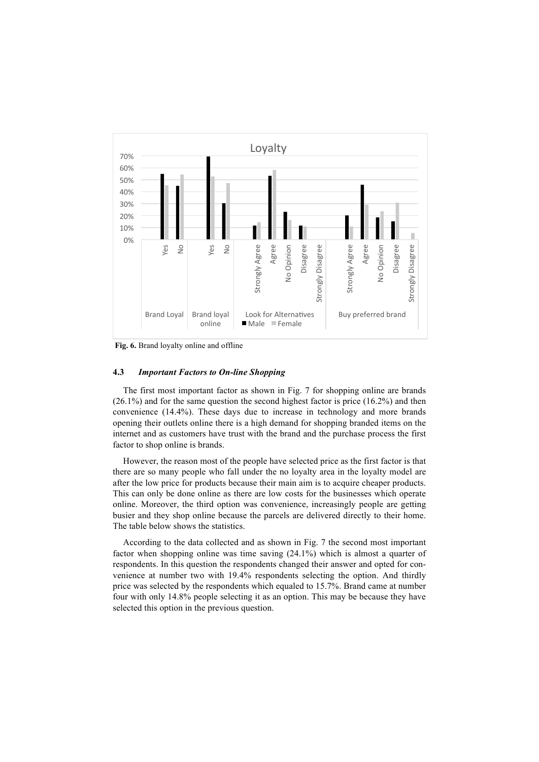**Fig. 6.** Brand loyalty online and offline

### 4.3 *Important Factors to On-line Shopping*

The first most important factor as shown in Fig. 7 for shopping online are brands (26.1%) and for the same question the second highest factor is price (16.2%) and then convenience (14.4%). These days due to increase in technology and more brands opening their outlets online there is a high demand for shopping branded items on the internet and as customers have trust with the brand and the purchase process the first factor to shop online is brands.

However, the reason most of the people have selected price as the first factor is that there are so many people who fall under the no loyalty area in the loyalty model are after the low price for products because their main aim is to acquire cheaper products. This can only be done online as there are low costs for the businesses which operate online. Moreover, the third option was convenience, increasingly people are getting busier and they shop online because the parcels are delivered directly to their home. The table below shows the statistics.

According to the data collected and as shown in Fig. 7 the second most important factor when shopping online was time saving (24.1%) which is almost a quarter of respondents. In this question the respondents changed their answer and opted for convenience at number two with 19.4% respondents selecting the option. And thirdly price was selected by the respondents which equaled to 15.7%. Brand came at number four with only 14.8% people selecting it as an option. This may be because they have selected this option in the previous question.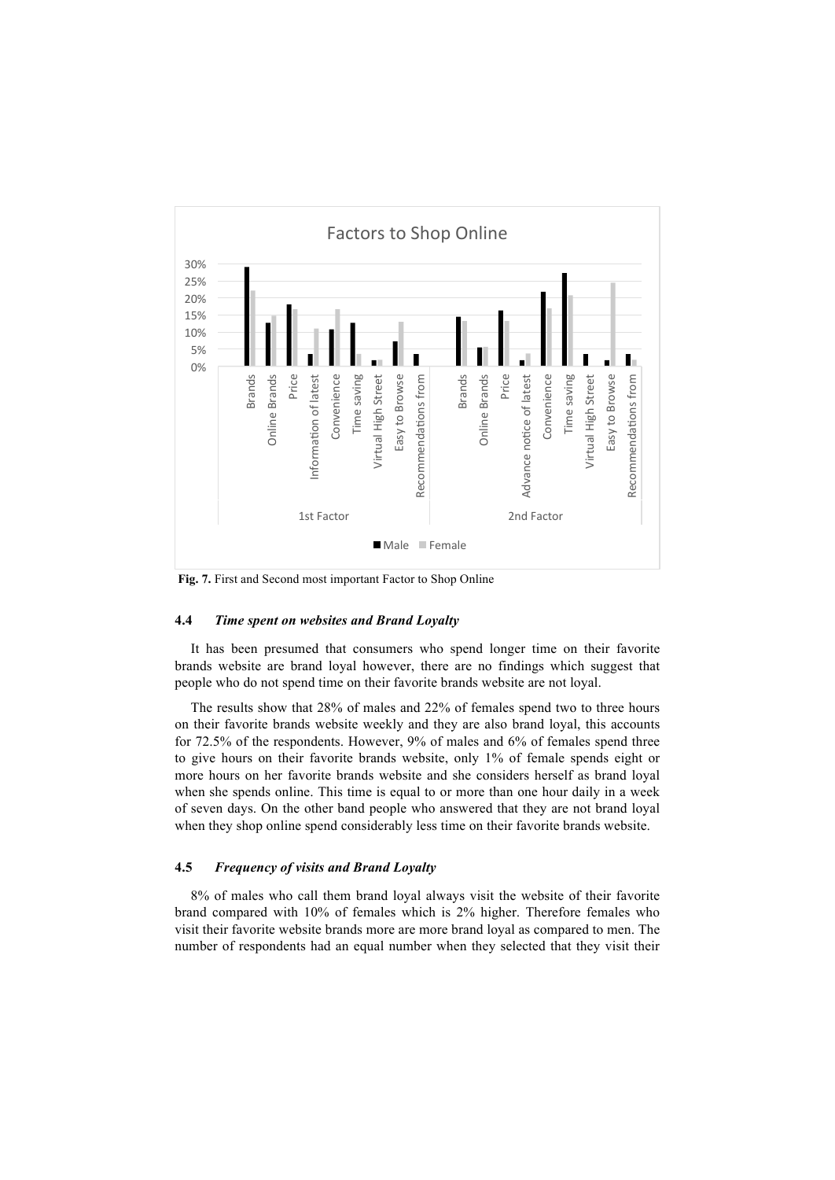Fig. 7. First and Second most important Factor to Shop Online

### 4.4 *Time spent on websites and Brand Loyalty*

It has been presumed that consumers who spend longer time on their favorite brands website are brand loyal however, there are no findings which suggest that people who do not spend time on their favorite brands website are not loyal.

The results show that 28% of males and 22% of females spend two to three hours on their favorite brands website weekly and they are also brand loyal, this accounts for 72.5% of the respondents. However, 9% of males and 6% of females spend three to give hours on their favorite brands website, only 1% of female spends eight or more hours on her favorite brands website and she considers herself as brand loyal when she spends online. This time is equal to or more than one hour daily in a week of seven days. On the other band people who answered that they are not brand loyal when they shop online spend considerably less time on their favorite brands website.

### 4.5 *Frequency of visits and Brand Loyalty*

8% of males who call them brand loyal always visit the website of their favorite brand compared with 10% of females which is 2% higher. Therefore females who visit their favorite website brands more are more brand loyal as compared to men. The number of respondents had an equal number when they selected that they visit their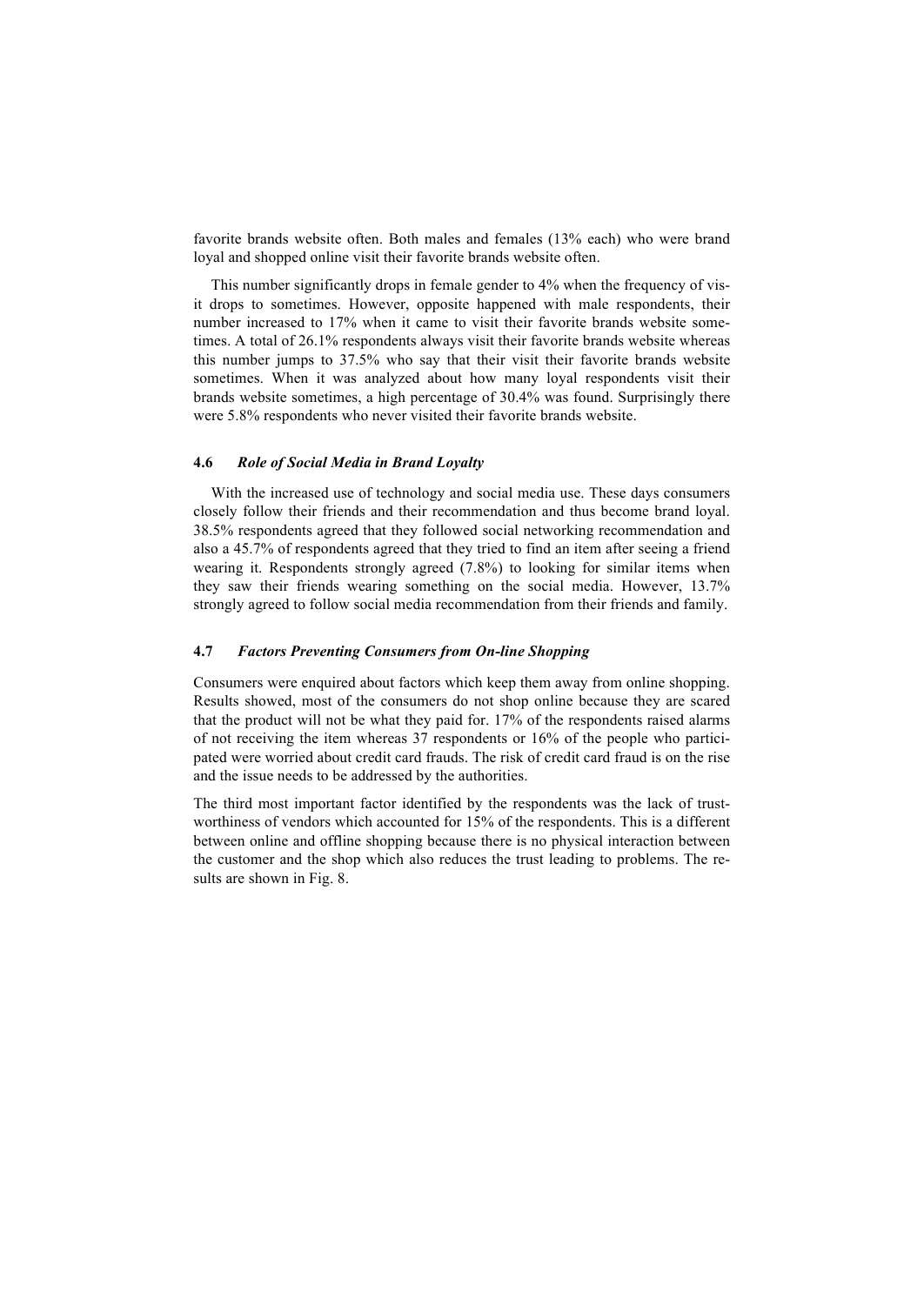favorite brands website often. Both males and females (13% each) who were brand loyal and shopped online visit their favorite brands website often.

This number significantly drops in female gender to 4% when the frequency of visit drops to sometimes. However, opposite happened with male respondents, their number increased to 17% when it came to visit their favorite brands website sometimes. A total of 26.1% respondents always visit their favorite brands website whereas this number jumps to 37.5% who say that their visit their favorite brands website sometimes. When it was analyzed about how many loyal respondents visit their brands website sometimes, a high percentage of 30.4% was found. Surprisingly there were 5.8% respondents who never visited their favorite brands website.

### 4.6 *Role of Social Media in Brand Loyalty*

With the increased use of technology and social media use. These days consumers closely follow their friends and their recommendation and thus become brand loyal. 38.5% respondents agreed that they followed social networking recommendation and also a 45.7% of respondents agreed that they tried to find an item after seeing a friend wearing it. Respondents strongly agreed (7.8%) to looking for similar items when they saw their friends wearing something on the social media. However, 13.7% strongly agreed to follow social media recommendation from their friends and family.

### 4.7 *Factors Preventing Consumers from On-line Shopping*

Consumers were enquired about factors which keep them away from online shopping. Results showed, most of the consumers do not shop online because they are scared that the product will not be what they paid for. 17% of the respondents raised alarms of not receiving the item whereas 37 respondents or 16% of the people who participated were worried about credit card frauds. The risk of credit card fraud is on the rise and the issue needs to be addressed by the authorities.

The third most important factor identified by the respondents was the lack of trustworthiness of vendors which accounted for 15% of the respondents. This is a different between online and offline shopping because there is no physical interaction between the customer and the shop which also reduces the trust leading to problems. The results are shown in Fig. 8.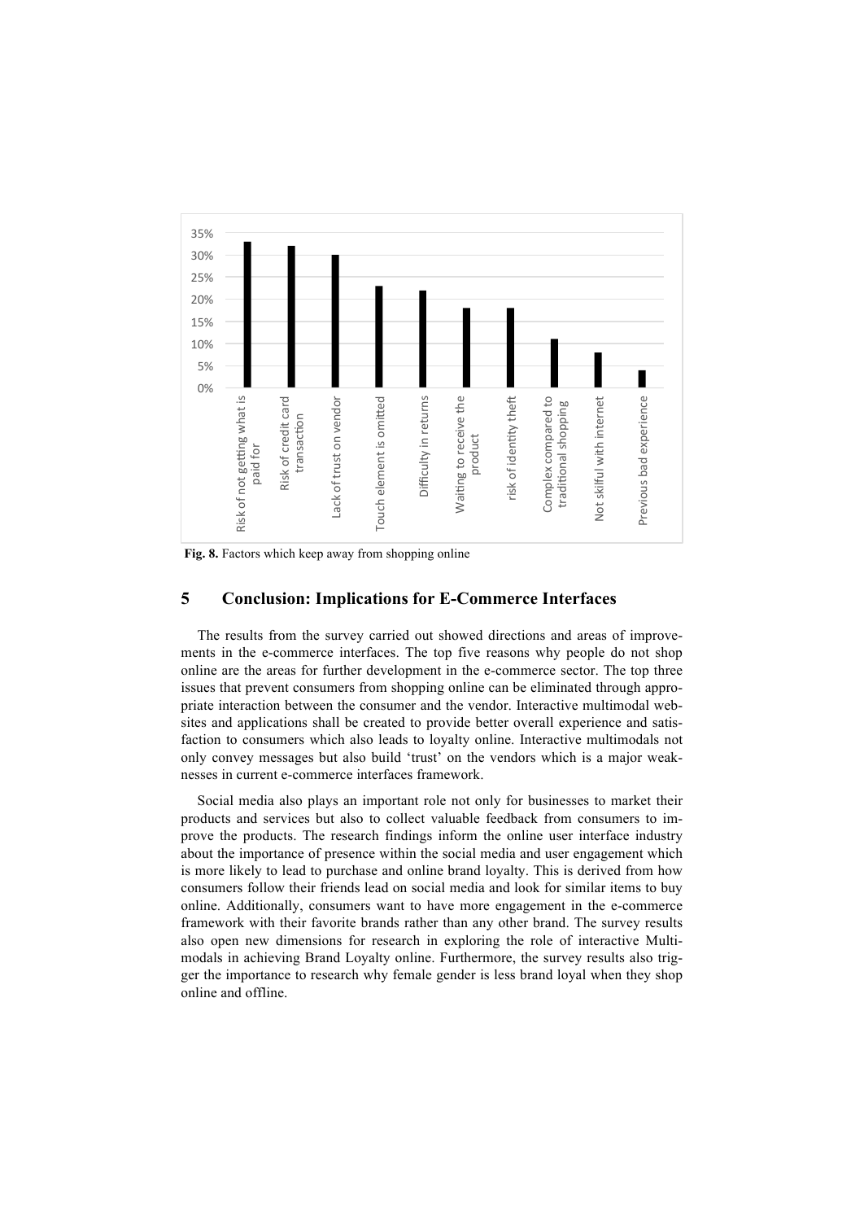35%
30%
25%
20%
15%
10%
5%
0%

Risk of not getting what is paid for
Risk of credit card transaction
Lack of trust on vendor
Touch element is omitted
Difficulty in returns
Waiting to receive the product
risk of identity theft
Complex compared to traditional shopping
Not skilful with internet
Previous bad experience

**Fig. 8.** Factors which keep away from shopping online

## 5 Conclusion: Implications for E-Commerce Interfaces

The results from the survey carried out showed directions and areas of improvements in the e-commerce interfaces. The top five reasons why people do not shop online are the areas for further development in the e-commerce sector. The top three issues that prevent consumers from shopping online can be eliminated through appropriate interaction between the consumer and the vendor. Interactive multimodal websites and applications shall be created to provide better overall experience and satisfaction to consumers which also leads to loyalty online. Interactive multimodals not only convey messages but also build 'trust' on the vendors which is a major weaknesses in current e-commerce interfaces framework.

Social media also plays an important role not only for businesses to market their products and services but also to collect valuable feedback from consumers to improve the products. The research findings inform the online user interface industry about the importance of presence within the social media and user engagement which is more likely to lead to purchase and online brand loyalty. This is derived from how consumers follow their friends lead on social media and look for similar items to buy online. Additionally, consumers want to have more engagement in the e-commerce framework with their favorite brands rather than any other brand. The survey results also open new dimensions for research in exploring the role of interactive Multimodals in achieving Brand Loyalty online. Furthermore, the survey results also trigger the importance to research why female gender is less brand loyal when they shop online and offline.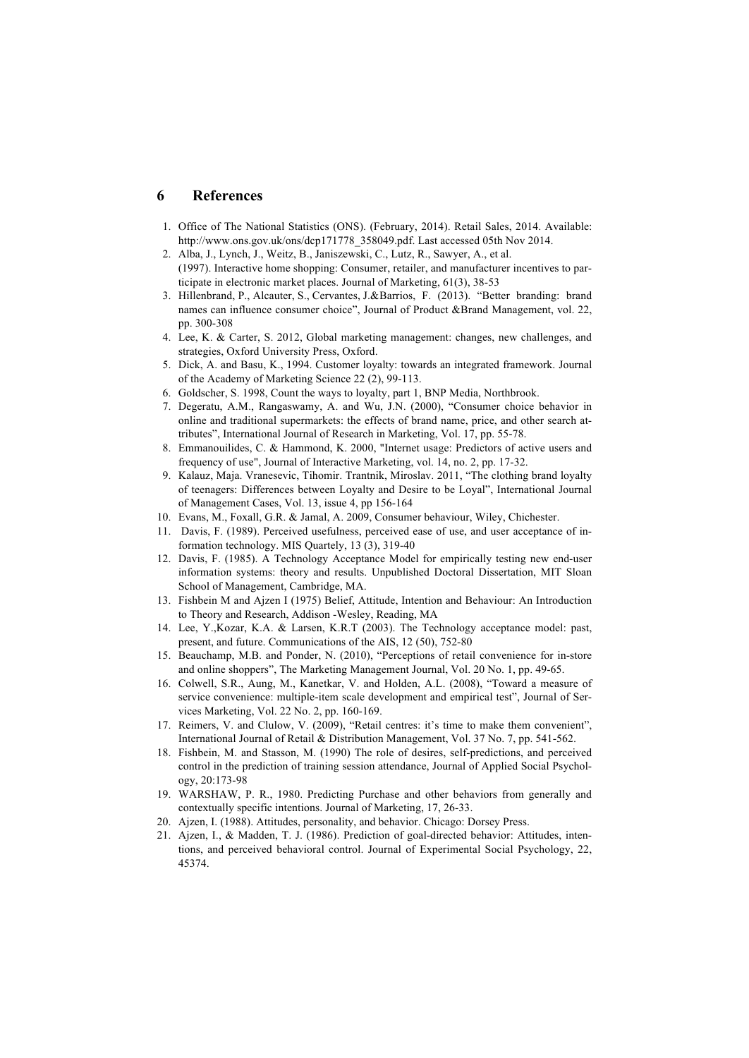## 6 References

1. Office of The National Statistics (ONS). (February, 2014). Retail Sales, 2014. Available: http://www.ons.gov.uk/ons/dcp171778_358049.pdf. Last accessed 05th Nov 2014.
2. Alba, J., Lynch, J., Weitz, B., Janiszewski, C., Lutz, R., Sawyer, A., et al. (1997). Interactive home shopping: Consumer, retailer, and manufacturer incentives to participate in electronic market places. Journal of Marketing, 61(3), 38-53
3. Hillenbrand, P., Alcauter, S., Cervantes, J.&Barrios, F. (2013). "Better branding: brand names can influence consumer choice", Journal of Product &Brand Management, vol. 22, pp. 300-308
4. Lee, K. & Carter, S. 2012, Global marketing management: changes, new challenges, and strategies, Oxford University Press, Oxford.
5. Dick, A. and Basu, K., 1994. Customer loyalty: towards an integrated framework. Journal of the Academy of Marketing Science 22 (2), 99-113.
6. Goldscher, S. 1998, Count the ways to loyalty, part 1, BNP Media, Northbrook.
7. Degeratu, A.M., Rangaswamy, A. and Wu, J.N. (2000), "Consumer choice behavior in online and traditional supermarkets: the effects of brand name, price, and other search attributes", International Journal of Research in Marketing, Vol. 17, pp. 55-78.
8. Emmanouilides, C. & Hammond, K. 2000, "Internet usage: Predictors of active users and frequency of use", Journal of Interactive Marketing, vol. 14, no. 2, pp. 17-32.
9. Kalauz, Maja. Vranesevic, Tihomir. Trantnik, Miroslav. 2011, "The clothing brand loyalty of teenagers: Differences between Loyalty and Desire to be Loyal", International Journal of Management Cases, Vol. 13, issue 4, pp 156-164
10. Evans, M., Foxall, G.R. & Jamal, A. 2009, Consumer behaviour, Wiley, Chichester.
11. Davis, F. (1989). Perceived usefulness, perceived ease of use, and user acceptance of information technology. MIS Quartely, 13 (3), 319-40
12. Davis, F. (1985). A Technology Acceptance Model for empirically testing new end-user information systems: theory and results. Unpublished Doctoral Dissertation, MIT Sloan School of Management, Cambridge, MA.
13. Fishbein M and Ajzen I (1975) Belief, Attitude, Intention and Behaviour: An Introduction to Theory and Research, Addison -Wesley, Reading, MA
14. Lee, Y.,Kozar, K.A. & Larsen, K.R.T (2003). The Technology acceptance model: past, present, and future. Communications of the AIS, 12 (50), 752-80
15. Beauchamp, M.B. and Ponder, N. (2010), "Perceptions of retail convenience for in-store and online shoppers", The Marketing Management Journal, Vol. 20 No. 1, pp. 49-65.
16. Colwell, S.R., Aung, M., Kanetkar, V. and Holden, A.L. (2008), "Toward a measure of service convenience: multiple-item scale development and empirical test", Journal of Services Marketing, Vol. 22 No. 2, pp. 160-169.
17. Reimers, V. and Clulow, V. (2009), "Retail centres: it's time to make them convenient", International Journal of Retail & Distribution Management, Vol. 37 No. 7, pp. 541-562.
18. Fishbein, M. and Stasson, M. (1990) The role of desires, self-predictions, and perceived control in the prediction of training session attendance, Journal of Applied Social Psychology, 20:173-98
19. WARSHAW, P. R., 1980. Predicting Purchase and other behaviors from generally and contextually specific intentions. Journal of Marketing, 17, 26-33.
20. Ajzen, I. (1988). Attitudes, personality, and behavior. Chicago: Dorsey Press.
21. Ajzen, I., & Madden, T. J. (1986). Prediction of goal-directed behavior: Attitudes, intentions, and perceived behavioral control. Journal of Experimental Social Psychology, 22, 45374.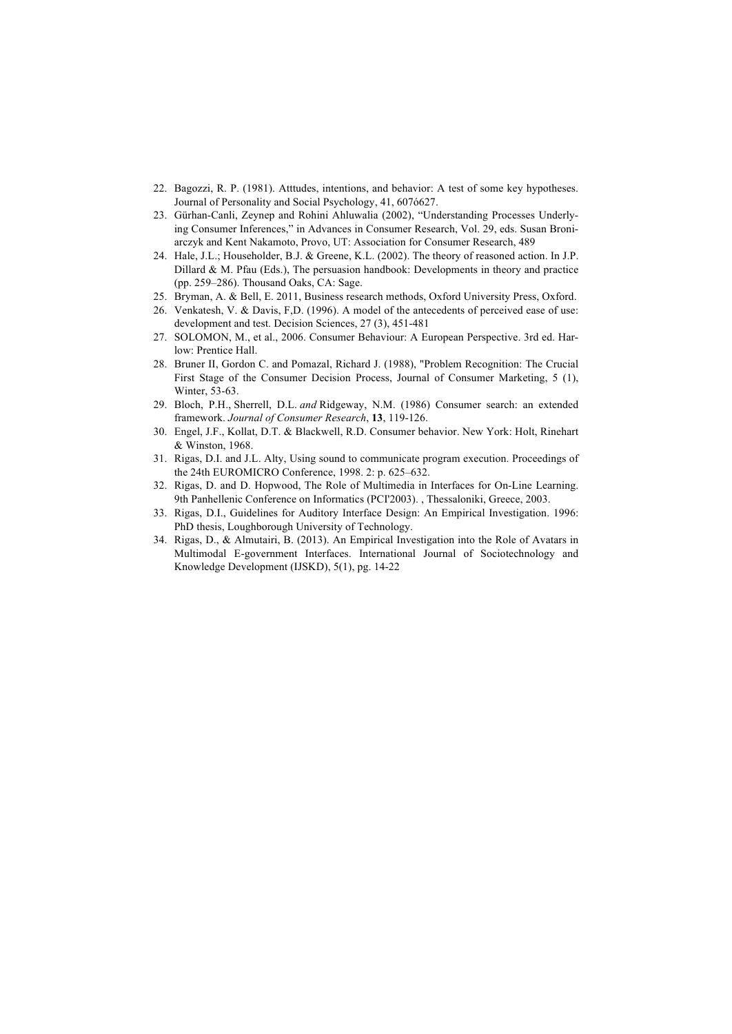22. Bagozzi, R. P. (1981). Atttudes, intentions, and behavior: A test of some key hypotheses. Journal of Personality and Social Psychology, 41, 6076627.
23. Gürhan-Canli, Zeynep and Rohini Ahluwalia (2002), "Understanding Processes Underlying Consumer Inferences," in Advances in Consumer Research, Vol. 29, eds. Susan Broniarczyk and Kent Nakamoto, Provo, UT: Association for Consumer Research, 489
24. Hale, J.L.; Householder, B.J. & Greene, K.L. (2002). The theory of reasoned action. In J.P. Dillard & M. Pfau (Eds.), The persuasion handbook: Developments in theory and practice (pp. 259–286). Thousand Oaks, CA: Sage.
25. Bryman, A. & Bell, E. 2011, Business research methods, Oxford University Press, Oxford.
26. Venkatesh, V. & Davis, F,D. (1996). A model of the antecedents of perceived ease of use: development and test. Decision Sciences, 27 (3), 451-481
27. SOLOMON, M., et al., 2006. Consumer Behaviour: A European Perspective. 3rd ed. Harlow: Prentice Hall.
28. Bruner II, Gordon C. and Pomazal, Richard J. (1988), "Problem Recognition: The Crucial First Stage of the Consumer Decision Process, Journal of Consumer Marketing, 5 (1), Winter, 53-63.
29. Bloch, P.H., Sherrell, D.L. *and* Ridgeway, N.M. (1986) Consumer search: an extended framework. *Journal of Consumer Research*, **13**, 119-126.
30. Engel, J.F., Kollat, D.T. & Blackwell, R.D. Consumer behavior. New York: Holt, Rinehart & Winston, 1968.
31. Rigas, D.I. and J.L. Alty, Using sound to communicate program execution. Proceedings of the 24th EUROMICRO Conference, 1998. 2: p. 625–632.
32. Rigas, D. and D. Hopwood, The Role of Multimedia in Interfaces for On-Line Learning. 9th Panhellenic Conference on Informatics (PCI'2003). , Thessaloniki, Greece, 2003.
33. Rigas, D.I., Guidelines for Auditory Interface Design: An Empirical Investigation. 1996: PhD thesis, Loughborough University of Technology.
34. Rigas, D., & Almutairi, B. (2013). An Empirical Investigation into the Role of Avatars in Multimodal E-government Interfaces. International Journal of Sociotechnology and Knowledge Development (IJSKD), 5(1), pg. 14-22